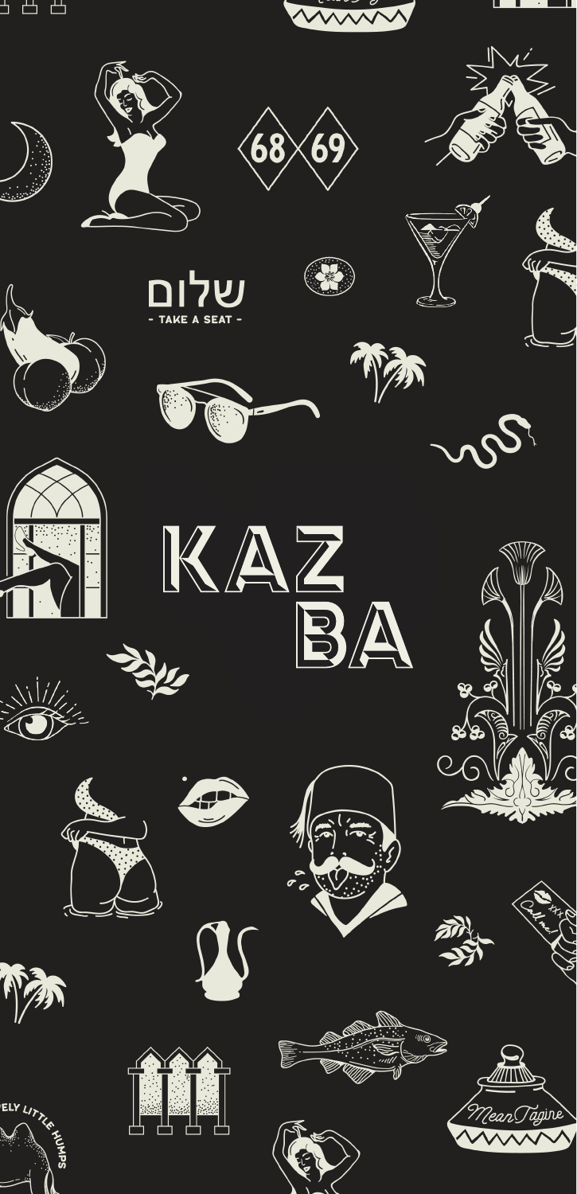68 69

שלום

- TAKE A SEAT -

# KAZ BA

XXX Call me!

MeanTagine

LOVELY LITTLE HUMPS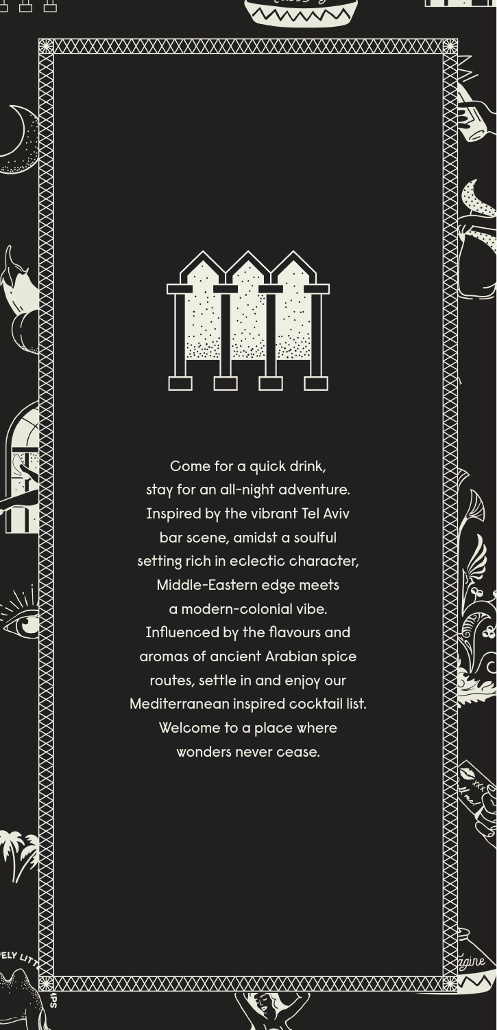Come for a quick drink,
stay for an all-night adventure.
Inspired by the vibrant Tel Aviv
bar scene, amidst a soulful
setting rich in eclectic character,
Middle-Eastern edge meets
a modern-colonial vibe.
Influenced by the flavours and
aromas of ancient Arabian spice
routes, settle in and enjoy our
Mediterranean inspired cocktail list.
Welcome to a place where
wonders never cease.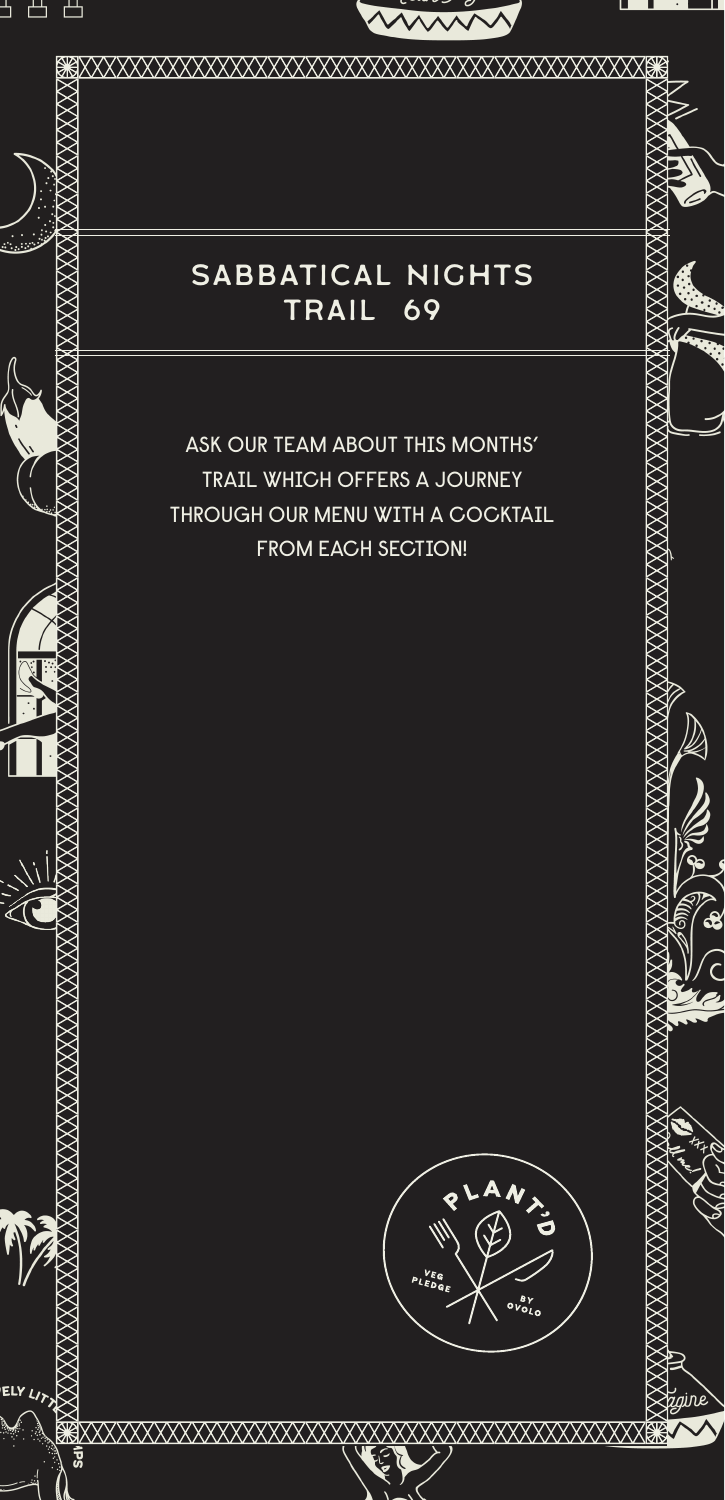## SABBATICAL NIGHTS TRAIL 69

ASK OUR TEAM ABOUT THIS MONTHS' TRAIL WHICH OFFERS A JOURNEY THROUGH OUR MENU WITH A COCKTAIL FROM EACH SECTION!

PLANT'D
VEG PLEDGE
BY OVOLO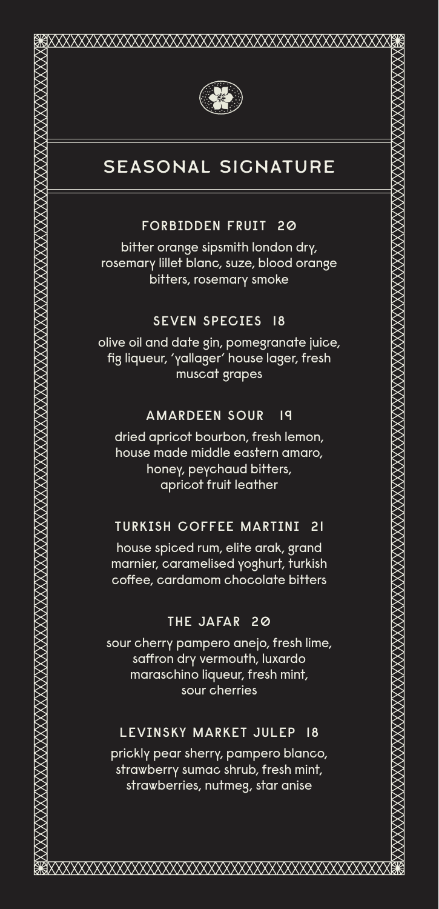# SEASONAL SIGNATURE

### FORBIDDEN FRUIT 20

bitter orange sipsmith london dry, rosemary lillet blanc, suze, blood orange bitters, rosemary smoke

### SEVEN SPECIES 18

olive oil and date gin, pomegranate juice, fig liqueur, 'yallager' house lager, fresh muscat grapes

### AMARDEEN SOUR 19

dried apricot bourbon, fresh lemon, house made middle eastern amaro, honey, peychaud bitters, apricot fruit leather

### TURKISH COFFEE MARTINI 21

house spiced rum, elite arak, grand marnier, caramelised yoghurt, turkish coffee, cardamom chocolate bitters

### THE JAFAR 20

sour cherry pampero anejo, fresh lime, saffron dry vermouth, luxardo maraschino liqueur, fresh mint, sour cherries

### LEVINSKY MARKET JULEP 18

prickly pear sherry, pampero blanco, strawberry sumac shrub, fresh mint, strawberries, nutmeg, star anise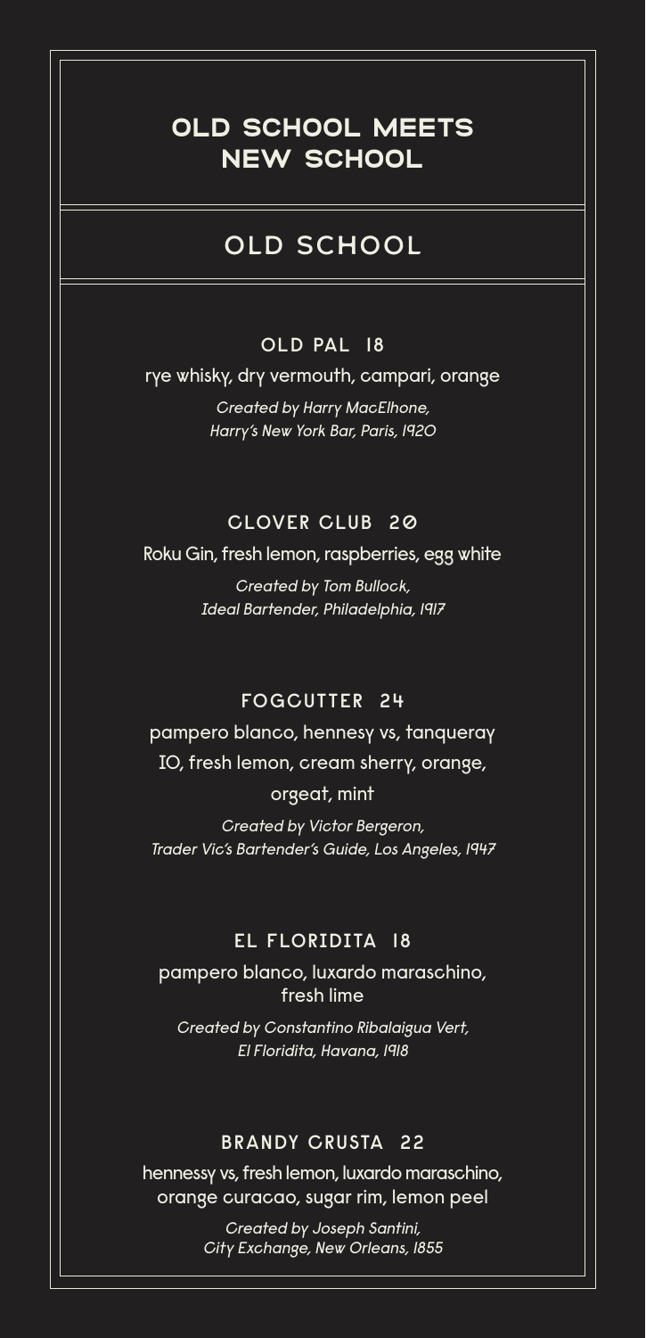# OLD SCHOOL MEETS NEW SCHOOL

## OLD SCHOOL

### OLD PAL 18

rye whisky, dry vermouth, campari, orange

*Created by Harry MacElhone, Harry's New York Bar, Paris, 1920*

### CLOVER CLUB 20

Roku Gin, fresh lemon, raspberries, egg white

*Created by Tom Bullock, Ideal Bartender, Philadelphia, 1917*

### FOGCUTTER 24

pampero blanco, hennesy vs, tanqueray 10, fresh lemon, cream sherry, orange, orgeat, mint

*Created by Victor Bergeron, Trader Vic's Bartender's Guide, Los Angeles, 1947*

### EL FLORIDITA 18

pampero blanco, luxardo maraschino, fresh lime

*Created by Constantino Ribalaigua Vert, El Floridita, Havana, 1918*

### BRANDY CRUSTA 22

hennessy vs, fresh lemon, luxardo maraschino, orange curacao, sugar rim, lemon peel

*Created by Joseph Santini, City Exchange, New Orleans, 1855*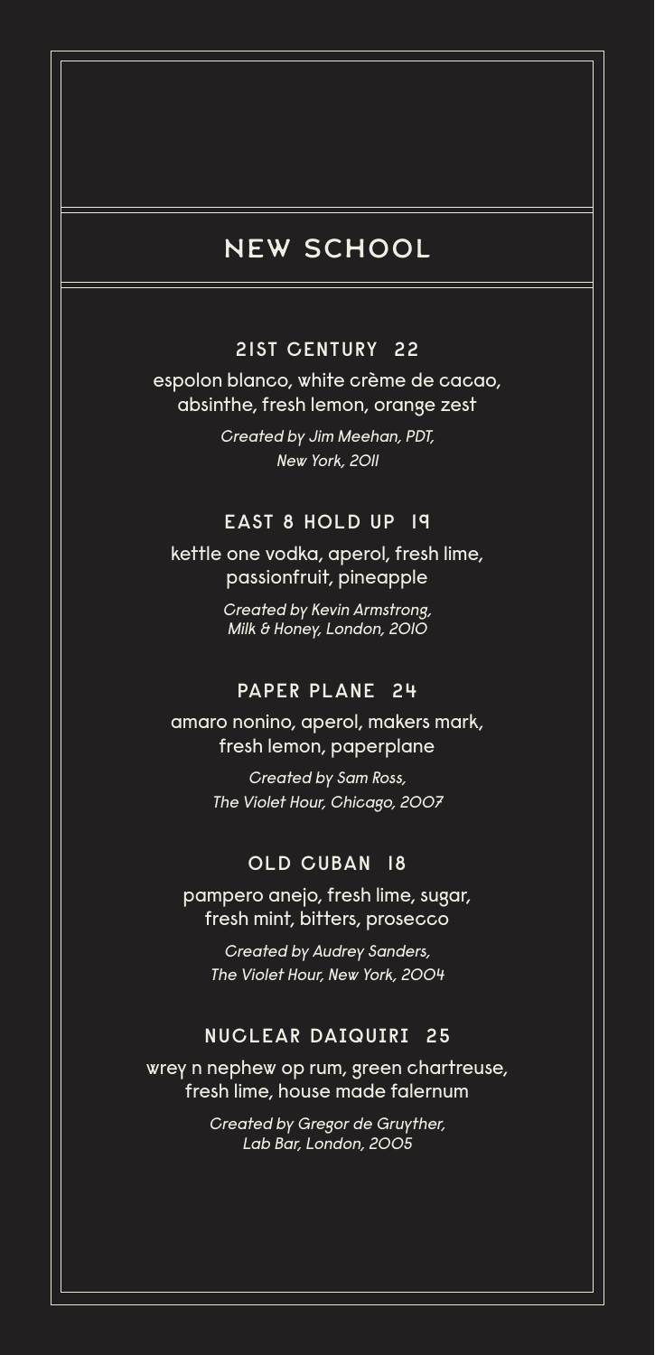# NEW SCHOOL

### 21ST CENTURY 22

espolon blanco, white crème de cacao, absinthe, fresh lemon, orange zest

*Created by Jim Meehan, PDT, New York, 2011*

### EAST 8 HOLD UP 19

kettle one vodka, aperol, fresh lime, passionfruit, pineapple

*Created by Kevin Armstrong, Milk & Honey, London, 2010*

### PAPER PLANE 24

amaro nonino, aperol, makers mark, fresh lemon, paperplane

*Created by Sam Ross, The Violet Hour, Chicago, 2007*

### OLD CUBAN 18

pampero anejo, fresh lime, sugar, fresh mint, bitters, prosecco

*Created by Audrey Sanders, The Violet Hour, New York, 2004*

### NUCLEAR DAIQUIRI 25

wrey n nephew op rum, green chartreuse, fresh lime, house made falernum

*Created by Gregor de Gruyther, Lab Bar, London, 2005*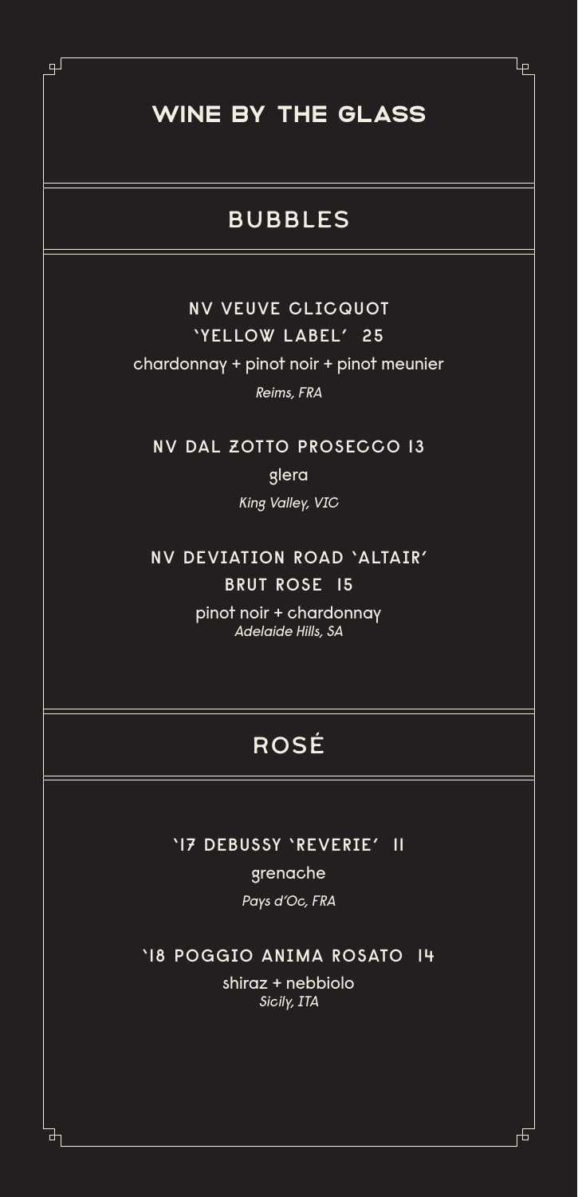# WINE BY THE GLASS

## BUBBLES

### NV VEUVE CLICQUOT 'YELLOW LABEL' 25

chardonnay + pinot noir + pinot meunier

*Reims, FRA*

### NV DAL ZOTTO PROSECCO 13

glera

*King Valley, VIC*

### NV DEVIATION ROAD 'ALTAIR' BRUT ROSE 15

pinot noir + chardonnay

*Adelaide Hills, SA*

## ROSÉ

### '17 DEBUSSY 'REVERIE' 11

grenache

*Pays d'Oc, FRA*

### '18 POGGIO ANIMA ROSATO 14

shiraz + nebbiolo

*Sicily, ITA*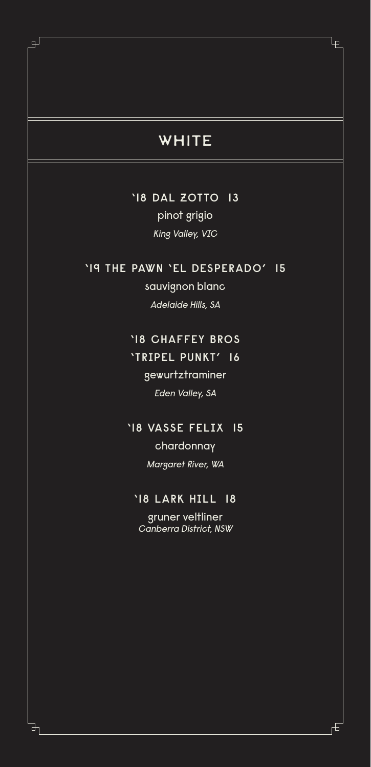# WHITE

**'18 DAL ZOTTO 13**
pinot grigio
*King Valley, VIC*

**'19 THE PAWN 'EL DESPERADO' 15**
sauvignon blanc
*Adelaide Hills, SA*

**'18 CHAFFEY BROS 'TRIPEL PUNKT' 16**
gewurtztraminer
*Eden Valley, SA*

**'18 VASSE FELIX 15**
chardonnay
*Margaret River, WA*

**'18 LARK HILL 18**
gruner veltliner
*Canberra District, NSW*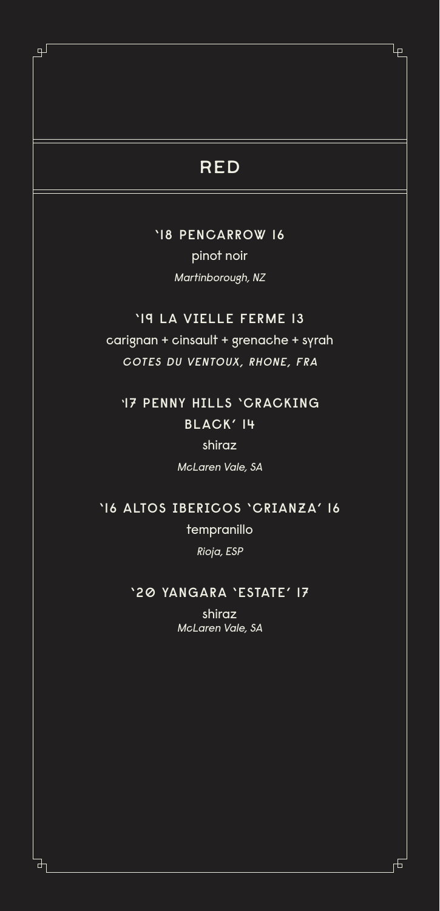# RED

**'18 PENCARROW 16**

pinot noir

*Martinborough, NZ*

**'19 LA VIELLE FERME 13**

carignan + cinsault + grenache + syrah

*COTES DU VENTOUX, RHONE, FRA*

**'17 PENNY HILLS 'CRACKING BLACK' 14**

shiraz

*McLaren Vale, SA*

**'16 ALTOS IBERICOS 'CRIANZA' 16**

tempranillo

*Rioja, ESP*

**'20 YANGARA 'ESTATE' 17**

shiraz

*McLaren Vale, SA*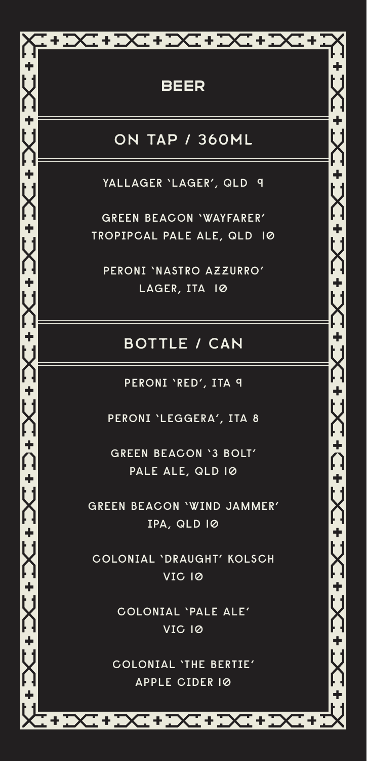# BEER

## ON TAP / 360ML

YALLAGER 'LAGER', QLD 9

GREEN BEACON 'WAYFARER'
TROPIPCAL PALE ALE, QLD 10

PERONI 'NASTRO AZZURRO'
LAGER, ITA 10

## BOTTLE / CAN

PERONI 'RED', ITA 9

PERONI 'LEGGERA', ITA 8

GREEN BEACON '3 BOLT'
PALE ALE, QLD 10

GREEN BEACON 'WIND JAMMER'
IPA, QLD 10

COLONIAL 'DRAUGHT' KOLSCH
VIC 10

COLONIAL 'PALE ALE'
VIC 10

COLONIAL 'THE BERTIE'
APPLE CIDER 10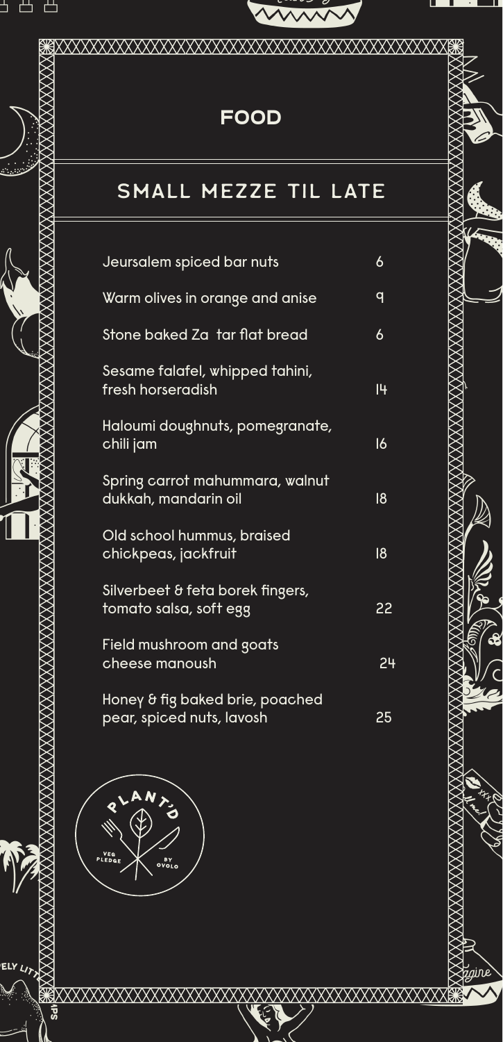# FOOD

## SMALL MEZZE TIL LATE

| | |
|---|---|
| Jeursalem spiced bar nuts | 6 |
| Warm olives in orange and anise | 9 |
| Stone baked Za tar flat bread | 6 |
| Sesame falafel, whipped tahini, fresh horseradish | 14 |
| Haloumi doughnuts, pomegranate, chili jam | 16 |
| Spring carrot mahummara, walnut dukkah, mandarin oil | 18 |
| Old school hummus, braised chickpeas, jackfruit | 18 |
| Silverbeet & feta borek fingers, tomato salsa, soft egg | 22 |
| Field mushroom and goats cheese manoush | 24 |
| Honey & fig baked brie, poached pear, spiced nuts, lavosh | 25 |

PLANT'D

VEG PLEDGE BY OVOLO